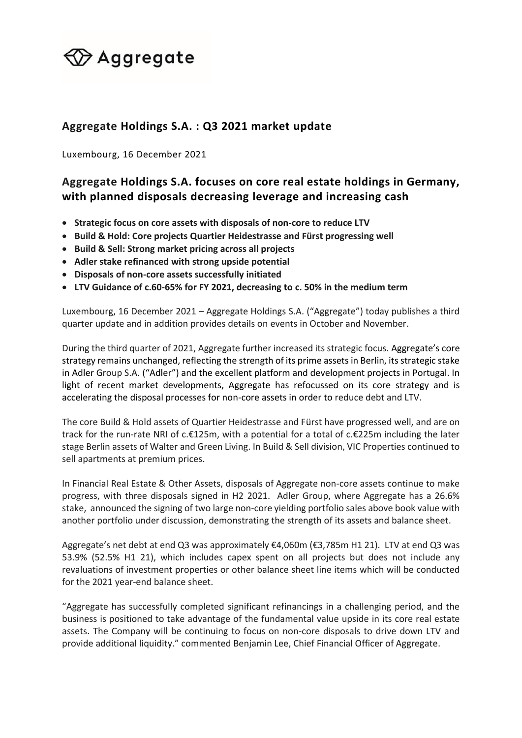# Aggregate Holdings S.A. : Q3 2021 market update

Luxembourg, 16 December 2021

## Aggregate Holdings S.A. focuses on core real estate holdings in Germany, with planned disposals decreasing leverage and increasing cash

- **Strategic focus on core assets with disposals of non-core to reduce LTV**
- **Build & Hold: Core projects Quartier Heidestrasse and Fürst progressing well**
- **Build & Sell: Strong market pricing across all projects**
- **Adler stake refinanced with strong upside potential**
- **Disposals of non-core assets successfully initiated**
- **LTV Guidance of c.60-65% for FY 2021, decreasing to c. 50% in the medium term**

Luxembourg, 16 December 2021 – Aggregate Holdings S.A. ("Aggregate") today publishes a third quarter update and in addition provides details on events in October and November.

During the third quarter of 2021, Aggregate further increased its strategic focus. Aggregate's core strategy remains unchanged, reflecting the strength of its prime assets in Berlin, its strategic stake in Adler Group S.A. ("Adler") and the excellent platform and development projects in Portugal. In light of recent market developments, Aggregate has refocussed on its core strategy and is accelerating the disposal processes for non-core assets in order to reduce debt and LTV.

The core Build & Hold assets of Quartier Heidestrasse and Fürst have progressed well, and are on track for the run-rate NRI of c.€125m, with a potential for a total of c.€225m including the later stage Berlin assets of Walter and Green Living. In Build & Sell division, VIC Properties continued to sell apartments at premium prices.

In Financial Real Estate & Other Assets, disposals of Aggregate non-core assets continue to make progress, with three disposals signed in H2 2021. Adler Group, where Aggregate has a 26.6% stake, announced the signing of two large non-core yielding portfolio sales above book value with another portfolio under discussion, demonstrating the strength of its assets and balance sheet.

Aggregate's net debt at end Q3 was approximately €4,060m (€3,785m H1 21). LTV at end Q3 was 53.9% (52.5% H1 21), which includes capex spent on all projects but does not include any revaluations of investment properties or other balance sheet line items which will be conducted for the 2021 year-end balance sheet.

"Aggregate has successfully completed significant refinancings in a challenging period, and the business is positioned to take advantage of the fundamental value upside in its core real estate assets. The Company will be continuing to focus on non-core disposals to drive down LTV and provide additional liquidity." commented Benjamin Lee, Chief Financial Officer of Aggregate.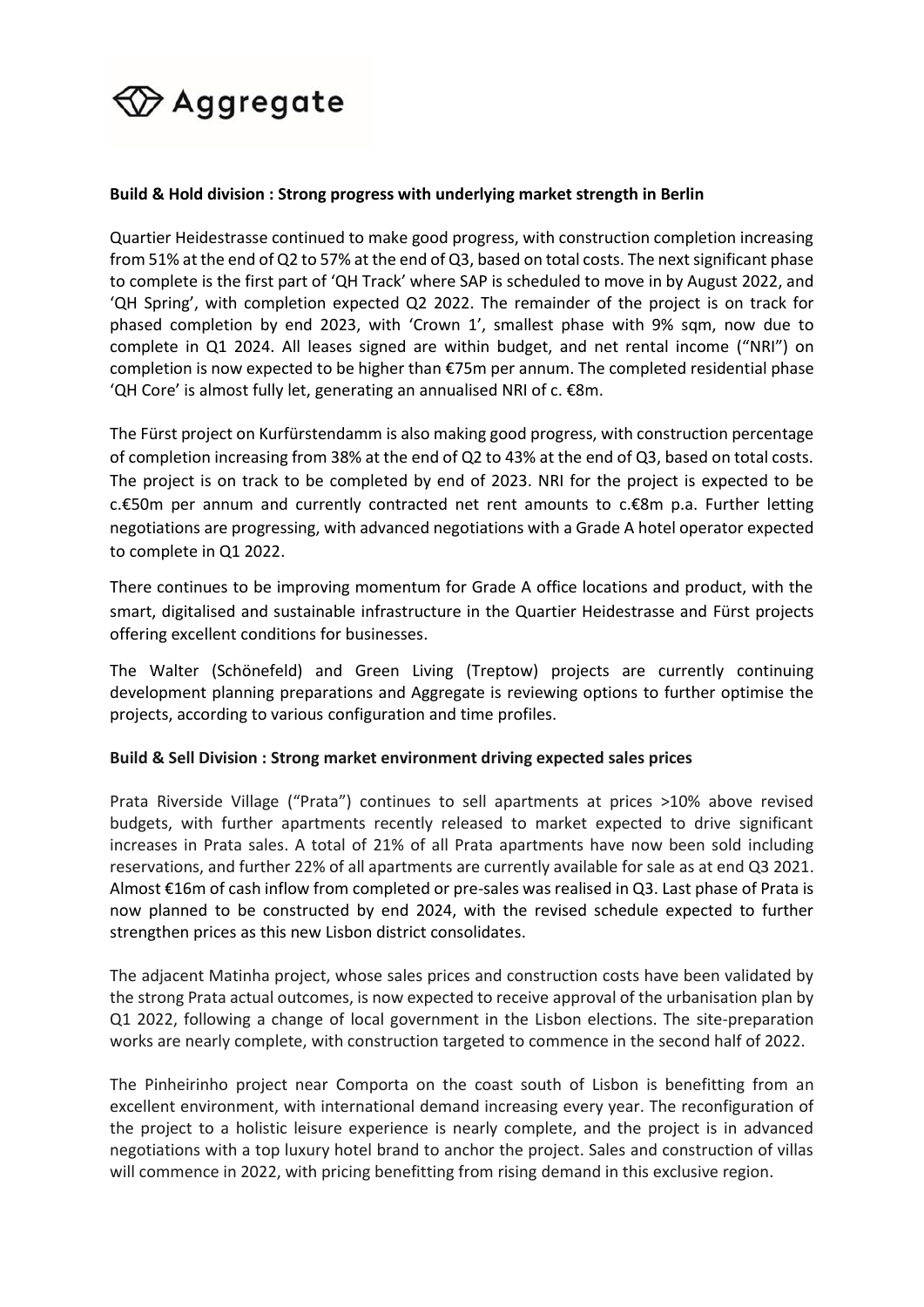**Build & Hold division : Strong progress with underlying market strength in Berlin**

Quartier Heidestrasse continued to make good progress, with construction completion increasing from 51% at the end of Q2 to 57% at the end of Q3, based on total costs. The next significant phase to complete is the first part of 'QH Track' where SAP is scheduled to move in by August 2022, and 'QH Spring', with completion expected Q2 2022. The remainder of the project is on track for phased completion by end 2023, with 'Crown 1', smallest phase with 9% sqm, now due to complete in Q1 2024. All leases signed are within budget, and net rental income ("NRI") on completion is now expected to be higher than €75m per annum. The completed residential phase 'QH Core' is almost fully let, generating an annualised NRI of c. €8m.

The Fürst project on Kurfürstendamm is also making good progress, with construction percentage of completion increasing from 38% at the end of Q2 to 43% at the end of Q3, based on total costs. The project is on track to be completed by end of 2023. NRI for the project is expected to be c.€50m per annum and currently contracted net rent amounts to c.€8m p.a. Further letting negotiations are progressing, with advanced negotiations with a Grade A hotel operator expected to complete in Q1 2022.

There continues to be improving momentum for Grade A office locations and product, with the smart, digitalised and sustainable infrastructure in the Quartier Heidestrasse and Fürst projects offering excellent conditions for businesses.

The Walter (Schönefeld) and Green Living (Treptow) projects are currently continuing development planning preparations and Aggregate is reviewing options to further optimise the projects, according to various configuration and time profiles.

**Build & Sell Division : Strong market environment driving expected sales prices**

Prata Riverside Village ("Prata") continues to sell apartments at prices >10% above revised budgets, with further apartments recently released to market expected to drive significant increases in Prata sales. A total of 21% of all Prata apartments have now been sold including reservations, and further 22% of all apartments are currently available for sale as at end Q3 2021. Almost €16m of cash inflow from completed or pre-sales was realised in Q3. Last phase of Prata is now planned to be constructed by end 2024, with the revised schedule expected to further strengthen prices as this new Lisbon district consolidates.

The adjacent Matinha project, whose sales prices and construction costs have been validated by the strong Prata actual outcomes, is now expected to receive approval of the urbanisation plan by Q1 2022, following a change of local government in the Lisbon elections. The site-preparation works are nearly complete, with construction targeted to commence in the second half of 2022.

The Pinheirinho project near Comporta on the coast south of Lisbon is benefitting from an excellent environment, with international demand increasing every year. The reconfiguration of the project to a holistic leisure experience is nearly complete, and the project is in advanced negotiations with a top luxury hotel brand to anchor the project. Sales and construction of villas will commence in 2022, with pricing benefitting from rising demand in this exclusive region.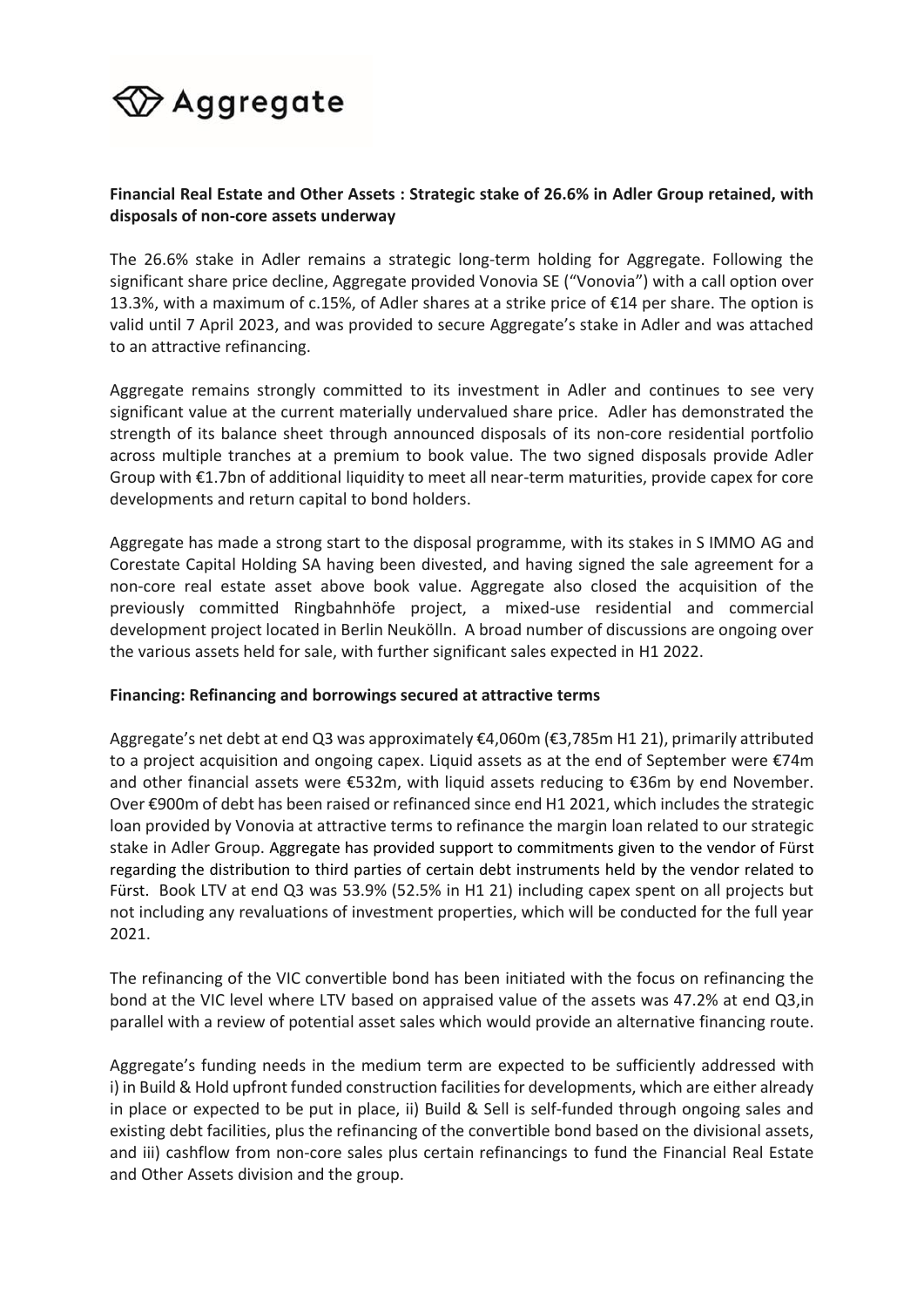**Financial Real Estate and Other Assets : Strategic stake of 26.6% in Adler Group retained, with disposals of non-core assets underway**

The 26.6% stake in Adler remains a strategic long-term holding for Aggregate. Following the significant share price decline, Aggregate provided Vonovia SE ("Vonovia") with a call option over 13.3%, with a maximum of c.15%, of Adler shares at a strike price of €14 per share. The option is valid until 7 April 2023, and was provided to secure Aggregate's stake in Adler and was attached to an attractive refinancing.

Aggregate remains strongly committed to its investment in Adler and continues to see very significant value at the current materially undervalued share price. Adler has demonstrated the strength of its balance sheet through announced disposals of its non-core residential portfolio across multiple tranches at a premium to book value. The two signed disposals provide Adler Group with €1.7bn of additional liquidity to meet all near-term maturities, provide capex for core developments and return capital to bond holders.

Aggregate has made a strong start to the disposal programme, with its stakes in S IMMO AG and Corestate Capital Holding SA having been divested, and having signed the sale agreement for a non-core real estate asset above book value. Aggregate also closed the acquisition of the previously committed Ringbahnhöfe project, a mixed-use residential and commercial development project located in Berlin Neukölln. A broad number of discussions are ongoing over the various assets held for sale, with further significant sales expected in H1 2022.

**Financing: Refinancing and borrowings secured at attractive terms**

Aggregate's net debt at end Q3 was approximately €4,060m (€3,785m H1 21), primarily attributed to a project acquisition and ongoing capex. Liquid assets as at the end of September were €74m and other financial assets were €532m, with liquid assets reducing to €36m by end November. Over €900m of debt has been raised or refinanced since end H1 2021, which includes the strategic loan provided by Vonovia at attractive terms to refinance the margin loan related to our strategic stake in Adler Group. Aggregate has provided support to commitments given to the vendor of Fürst regarding the distribution to third parties of certain debt instruments held by the vendor related to Fürst. Book LTV at end Q3 was 53.9% (52.5% in H1 21) including capex spent on all projects but not including any revaluations of investment properties, which will be conducted for the full year 2021.

The refinancing of the VIC convertible bond has been initiated with the focus on refinancing the bond at the VIC level where LTV based on appraised value of the assets was 47.2% at end Q3,in parallel with a review of potential asset sales which would provide an alternative financing route.

Aggregate's funding needs in the medium term are expected to be sufficiently addressed with i) in Build & Hold upfront funded construction facilities for developments, which are either already in place or expected to be put in place, ii) Build & Sell is self-funded through ongoing sales and existing debt facilities, plus the refinancing of the convertible bond based on the divisional assets, and iii) cashflow from non-core sales plus certain refinancings to fund the Financial Real Estate and Other Assets division and the group.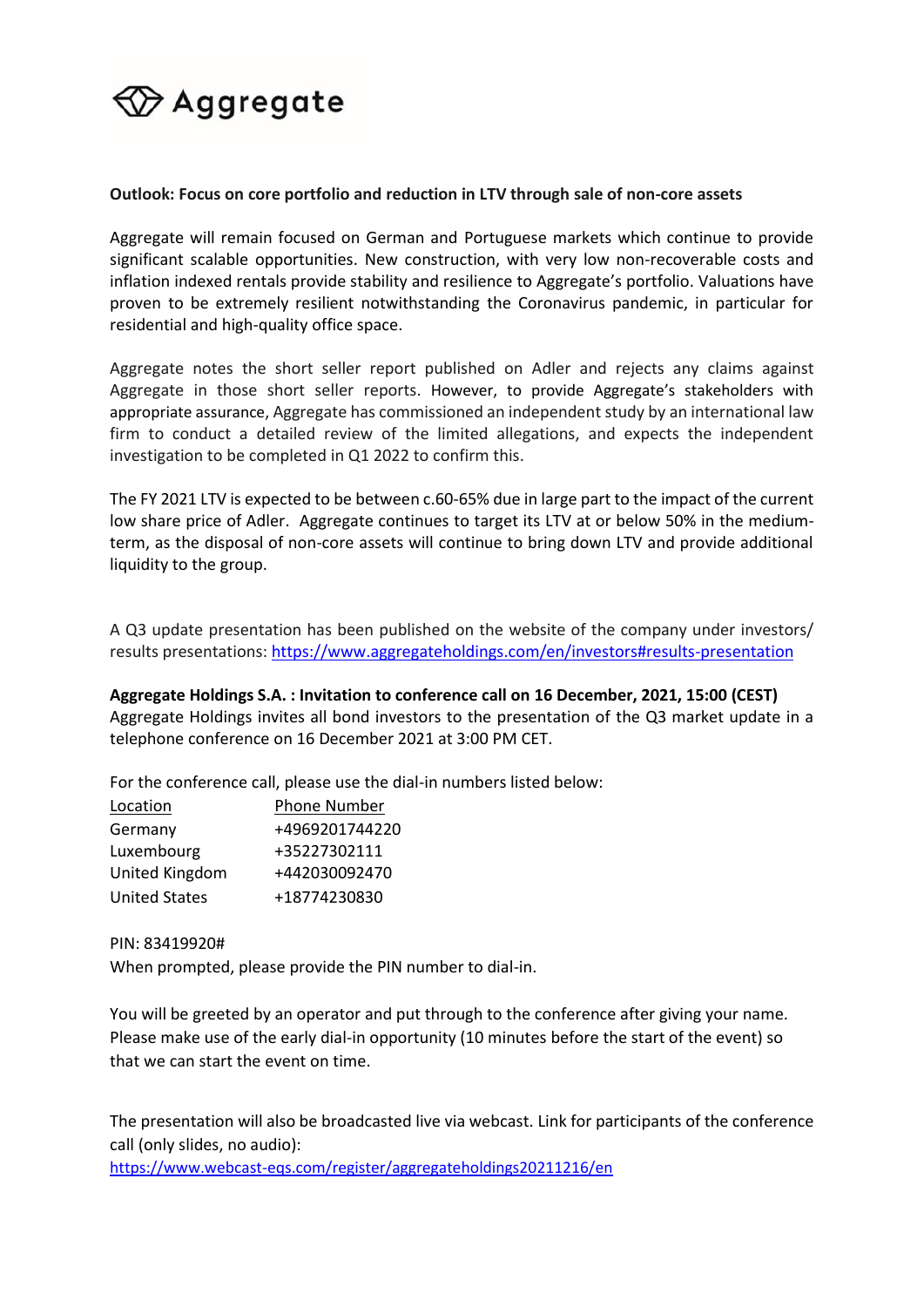**Outlook: Focus on core portfolio and reduction in LTV through sale of non-core assets**

Aggregate will remain focused on German and Portuguese markets which continue to provide significant scalable opportunities. New construction, with very low non-recoverable costs and inflation indexed rentals provide stability and resilience to Aggregate's portfolio. Valuations have proven to be extremely resilient notwithstanding the Coronavirus pandemic, in particular for residential and high-quality office space.

Aggregate notes the short seller report published on Adler and rejects any claims against Aggregate in those short seller reports. However, to provide Aggregate's stakeholders with appropriate assurance, Aggregate has commissioned an independent study by an international law firm to conduct a detailed review of the limited allegations, and expects the independent investigation to be completed in Q1 2022 to confirm this.

The FY 2021 LTV is expected to be between c.60-65% due in large part to the impact of the current low share price of Adler. Aggregate continues to target its LTV at or below 50% in the medium-term, as the disposal of non-core assets will continue to bring down LTV and provide additional liquidity to the group.

A Q3 update presentation has been published on the website of the company under investors/ results presentations: https://www.aggregateholdings.com/en/investors#results-presentation

**Aggregate Holdings S.A. : Invitation to conference call on 16 December, 2021, 15:00 (CEST)**
Aggregate Holdings invites all bond investors to the presentation of the Q3 market update in a telephone conference on 16 December 2021 at 3:00 PM CET.

For the conference call, please use the dial-in numbers listed below:

| Location | Phone Number |
|---|---|
| Germany | +4969201744220 |
| Luxembourg | +35227302111 |
| United Kingdom | +442030092470 |
| United States | +18774230830 |

PIN: 83419920#
When prompted, please provide the PIN number to dial-in.

You will be greeted by an operator and put through to the conference after giving your name. Please make use of the early dial-in opportunity (10 minutes before the start of the event) so that we can start the event on time.

The presentation will also be broadcasted live via webcast. Link for participants of the conference call (only slides, no audio):
https://www.webcast-eqs.com/register/aggregateholdings20211216/en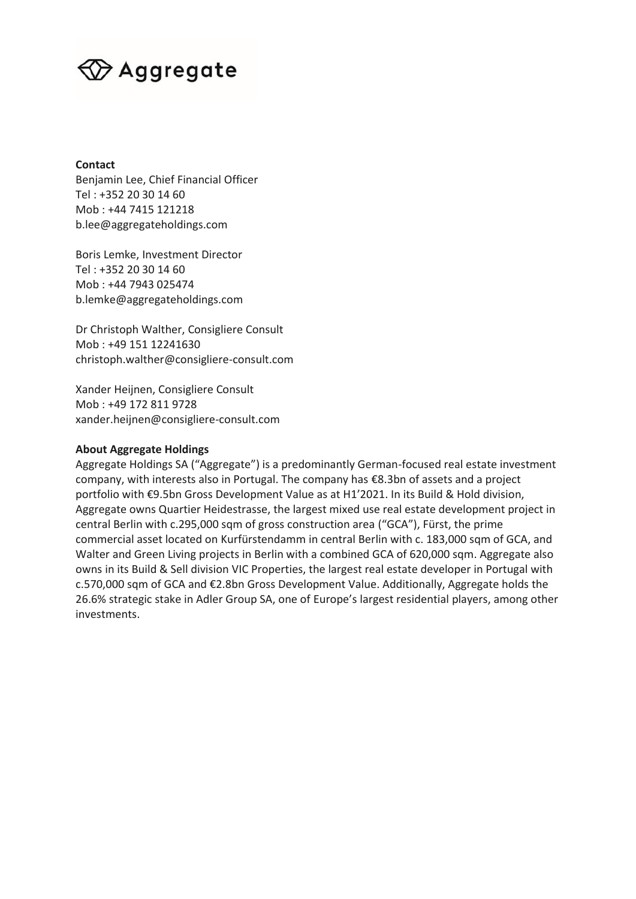**Contact**

Benjamin Lee, Chief Financial Officer
Tel : +352 20 30 14 60
Mob : +44 7415 121218
b.lee@aggregateholdings.com

Boris Lemke, Investment Director
Tel : +352 20 30 14 60
Mob : +44 7943 025474
b.lemke@aggregateholdings.com

Dr Christoph Walther, Consigliere Consult
Mob : +49 151 12241630
christoph.walther@consigliere-consult.com

Xander Heijnen, Consigliere Consult
Mob : +49 172 811 9728
xander.heijnen@consigliere-consult.com

**About Aggregate Holdings**

Aggregate Holdings SA ("Aggregate") is a predominantly German-focused real estate investment company, with interests also in Portugal. The company has €8.3bn of assets and a project portfolio with €9.5bn Gross Development Value as at H1'2021. In its Build & Hold division, Aggregate owns Quartier Heidestrasse, the largest mixed use real estate development project in central Berlin with c.295,000 sqm of gross construction area ("GCA"), Fürst, the prime commercial asset located on Kurfürstendamm in central Berlin with c. 183,000 sqm of GCA, and Walter and Green Living projects in Berlin with a combined GCA of 620,000 sqm. Aggregate also owns in its Build & Sell division VIC Properties, the largest real estate developer in Portugal with c.570,000 sqm of GCA and €2.8bn Gross Development Value. Additionally, Aggregate holds the 26.6% strategic stake in Adler Group SA, one of Europe's largest residential players, among other investments.